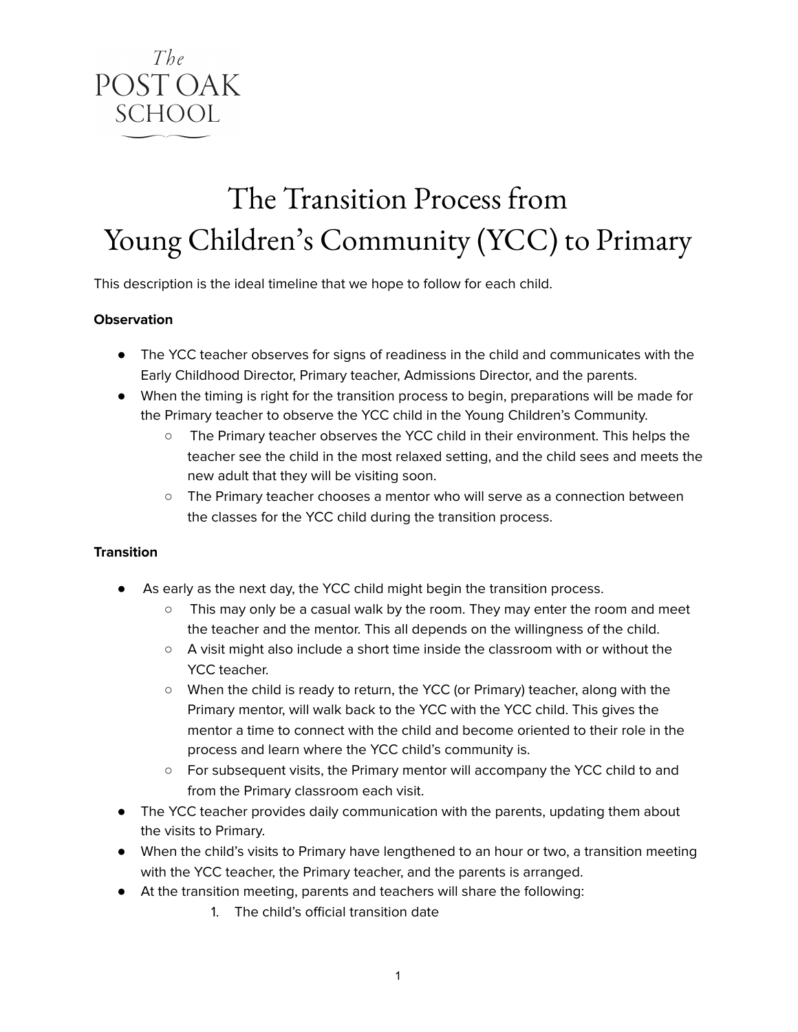The Post Oak School

# The Transition Process from Young Children's Community (YCC) to Primary

This description is the ideal timeline that we hope to follow for each child.

**Observation**

- The YCC teacher observes for signs of readiness in the child and communicates with the Early Childhood Director, Primary teacher, Admissions Director, and the parents.
- When the timing is right for the transition process to begin, preparations will be made for the Primary teacher to observe the YCC child in the Young Children's Community.
    - The Primary teacher observes the YCC child in their environment. This helps the teacher see the child in the most relaxed setting, and the child sees and meets the new adult that they will be visiting soon.
    - The Primary teacher chooses a mentor who will serve as a connection between the classes for the YCC child during the transition process.

**Transition**

- As early as the next day, the YCC child might begin the transition process.
    - This may only be a casual walk by the room. They may enter the room and meet the teacher and the mentor. This all depends on the willingness of the child.
    - A visit might also include a short time inside the classroom with or without the YCC teacher.
    - When the child is ready to return, the YCC (or Primary) teacher, along with the Primary mentor, will walk back to the YCC with the YCC child. This gives the mentor a time to connect with the child and become oriented to their role in the process and learn where the YCC child's community is.
    - For subsequent visits, the Primary mentor will accompany the YCC child to and from the Primary classroom each visit.
- The YCC teacher provides daily communication with the parents, updating them about the visits to Primary.
- When the child's visits to Primary have lengthened to an hour or two, a transition meeting with the YCC teacher, the Primary teacher, and the parents is arranged.
- At the transition meeting, parents and teachers will share the following:
    1. The child's official transition date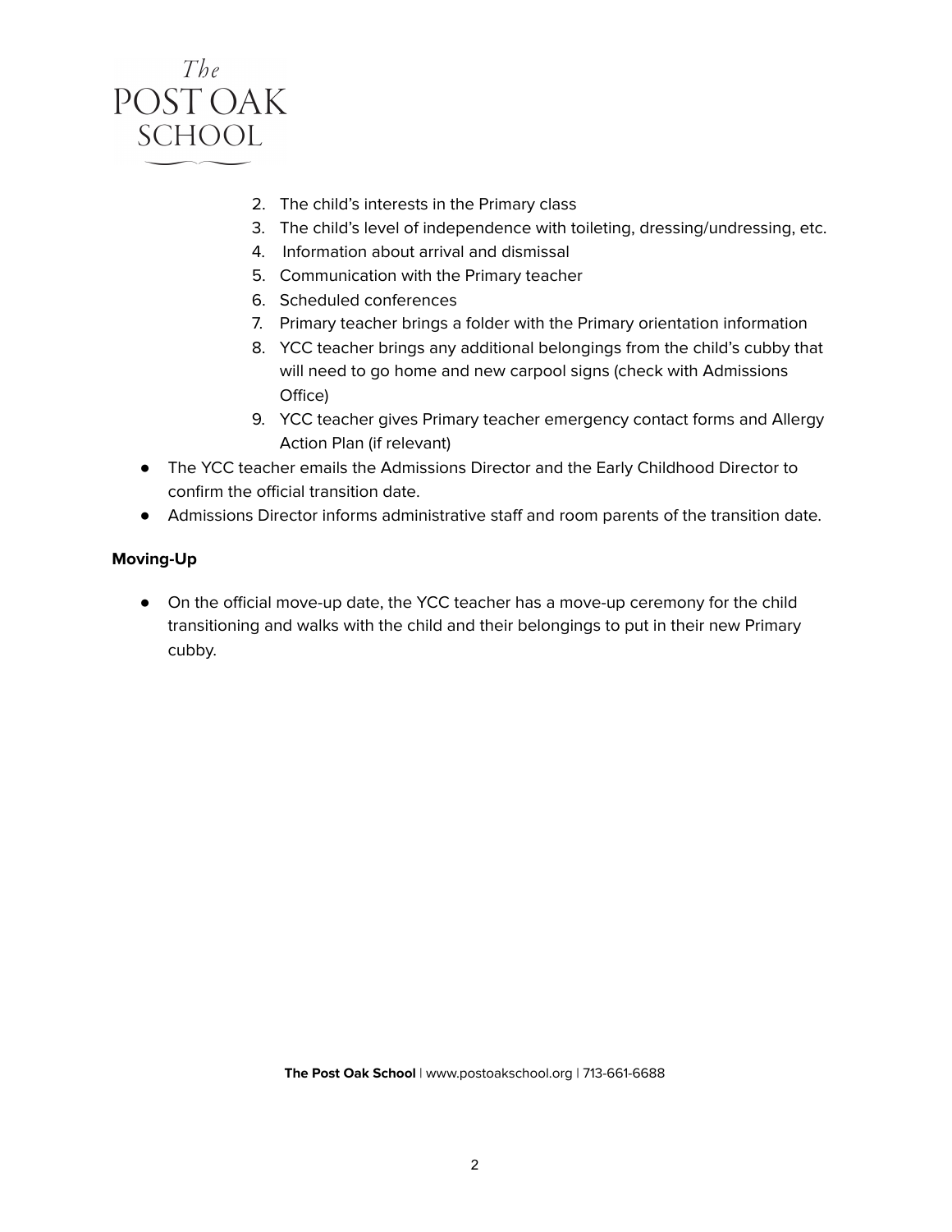2. The child's interests in the Primary class
3. The child's level of independence with toileting, dressing/undressing, etc.
4. Information about arrival and dismissal
5. Communication with the Primary teacher
6. Scheduled conferences
7. Primary teacher brings a folder with the Primary orientation information
8. YCC teacher brings any additional belongings from the child's cubby that will need to go home and new carpool signs (check with Admissions Office)
9. YCC teacher gives Primary teacher emergency contact forms and Allergy Action Plan (if relevant)

- The YCC teacher emails the Admissions Director and the Early Childhood Director to confirm the official transition date.
- Admissions Director informs administrative staff and room parents of the transition date.

**Moving-Up**

- On the official move-up date, the YCC teacher has a move-up ceremony for the child transitioning and walks with the child and their belongings to put in their new Primary cubby.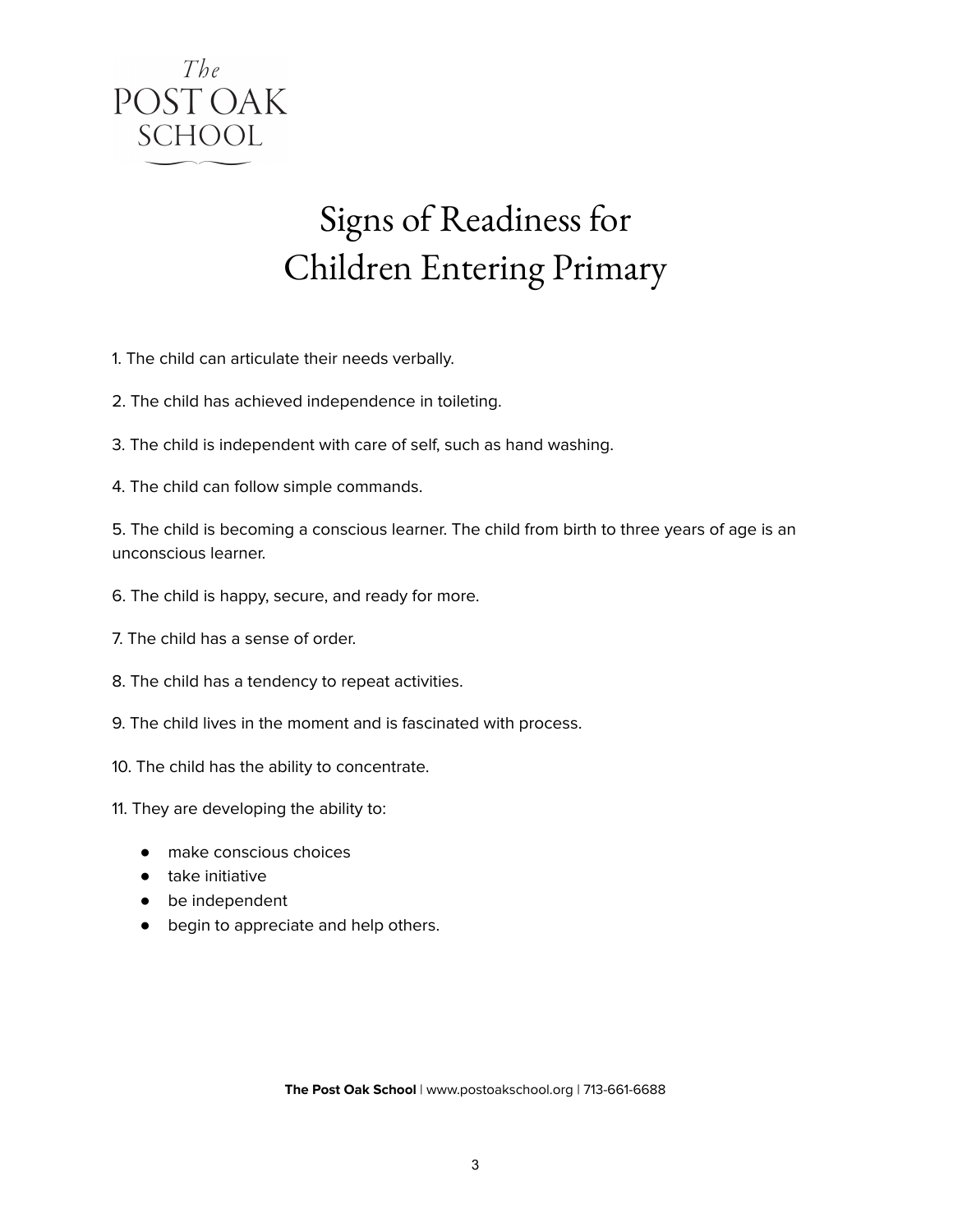# Signs of Readiness for Children Entering Primary

1. The child can articulate their needs verbally.

2. The child has achieved independence in toileting.

3. The child is independent with care of self, such as hand washing.

4. The child can follow simple commands.

5. The child is becoming a conscious learner. The child from birth to three years of age is an unconscious learner.

6. The child is happy, secure, and ready for more.

7. The child has a sense of order.

8. The child has a tendency to repeat activities.

9. The child lives in the moment and is fascinated with process.

10. The child has the ability to concentrate.

11. They are developing the ability to:

- make conscious choices
- take initiative
- be independent
- begin to appreciate and help others.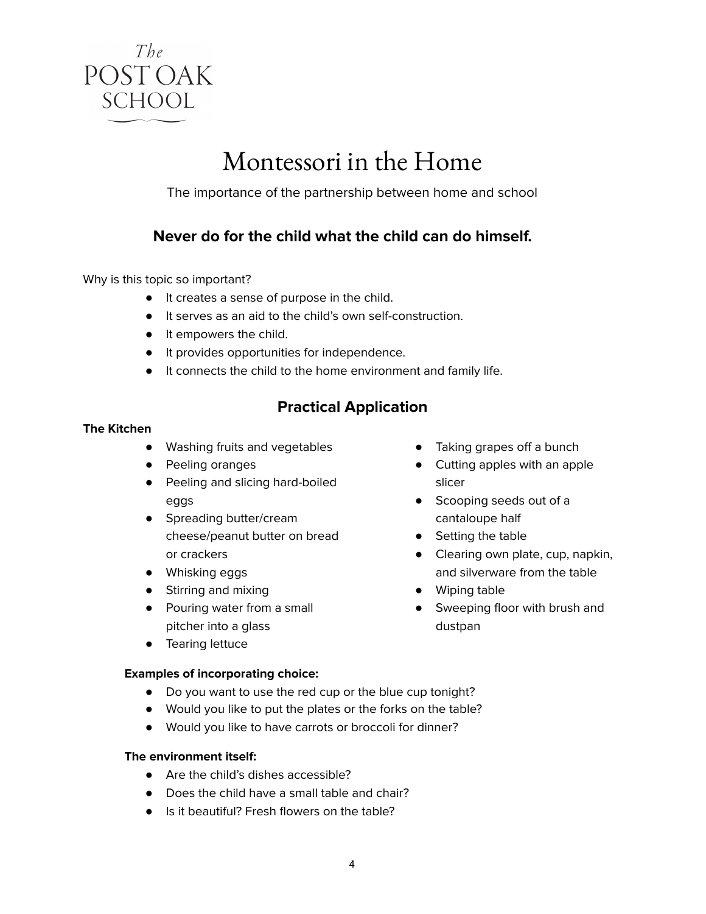The POST OAK SCHOOL

# Montessori in the Home

The importance of the partnership between home and school

## Never do for the child what the child can do himself.

Why is this topic so important?

- It creates a sense of purpose in the child.
- It serves as an aid to the child's own self-construction.
- It empowers the child.
- It provides opportunities for independence.
- It connects the child to the home environment and family life.

## Practical Application

**The Kitchen**

- Washing fruits and vegetables
- Peeling oranges
- Peeling and slicing hard-boiled eggs
- Spreading butter/cream cheese/peanut butter on bread or crackers
- Whisking eggs
- Stirring and mixing
- Pouring water from a small pitcher into a glass
- Tearing lettuce
- Taking grapes off a bunch
- Cutting apples with an apple slicer
- Scooping seeds out of a cantaloupe half
- Setting the table
- Clearing own plate, cup, napkin, and silverware from the table
- Wiping table
- Sweeping floor with brush and dustpan

**Examples of incorporating choice:**

- Do you want to use the red cup or the blue cup tonight?
- Would you like to put the plates or the forks on the table?
- Would you like to have carrots or broccoli for dinner?

**The environment itself:**

- Are the child's dishes accessible?
- Does the child have a small table and chair?
- Is it beautiful? Fresh flowers on the table?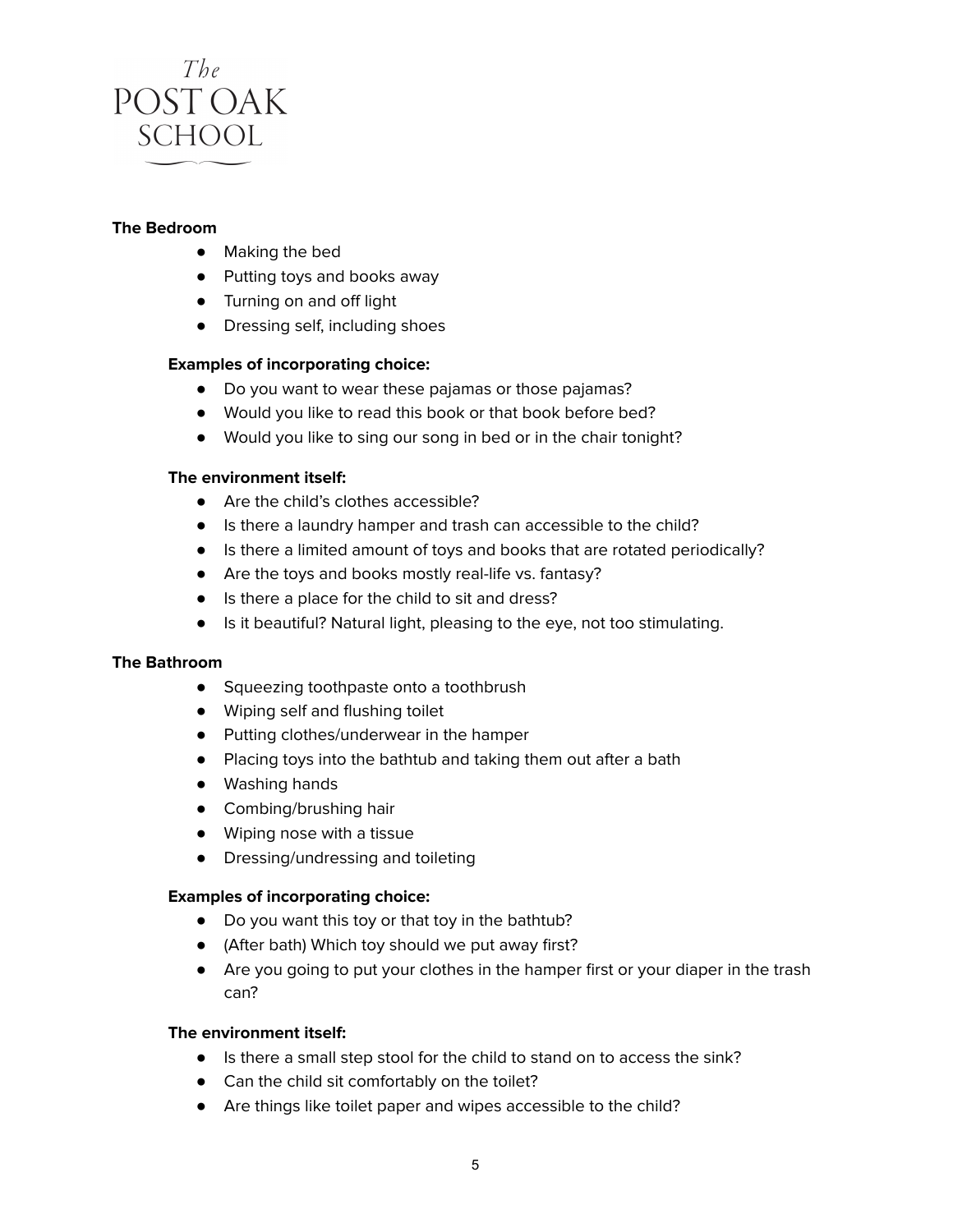**The Bedroom**

- Making the bed
- Putting toys and books away
- Turning on and off light
- Dressing self, including shoes

**Examples of incorporating choice:**

- Do you want to wear these pajamas or those pajamas?
- Would you like to read this book or that book before bed?
- Would you like to sing our song in bed or in the chair tonight?

**The environment itself:**

- Are the child's clothes accessible?
- Is there a laundry hamper and trash can accessible to the child?
- Is there a limited amount of toys and books that are rotated periodically?
- Are the toys and books mostly real-life vs. fantasy?
- Is there a place for the child to sit and dress?
- Is it beautiful? Natural light, pleasing to the eye, not too stimulating.

**The Bathroom**

- Squeezing toothpaste onto a toothbrush
- Wiping self and flushing toilet
- Putting clothes/underwear in the hamper
- Placing toys into the bathtub and taking them out after a bath
- Washing hands
- Combing/brushing hair
- Wiping nose with a tissue
- Dressing/undressing and toileting

**Examples of incorporating choice:**

- Do you want this toy or that toy in the bathtub?
- (After bath) Which toy should we put away first?
- Are you going to put your clothes in the hamper first or your diaper in the trash can?

**The environment itself:**

- Is there a small step stool for the child to stand on to access the sink?
- Can the child sit comfortably on the toilet?
- Are things like toilet paper and wipes accessible to the child?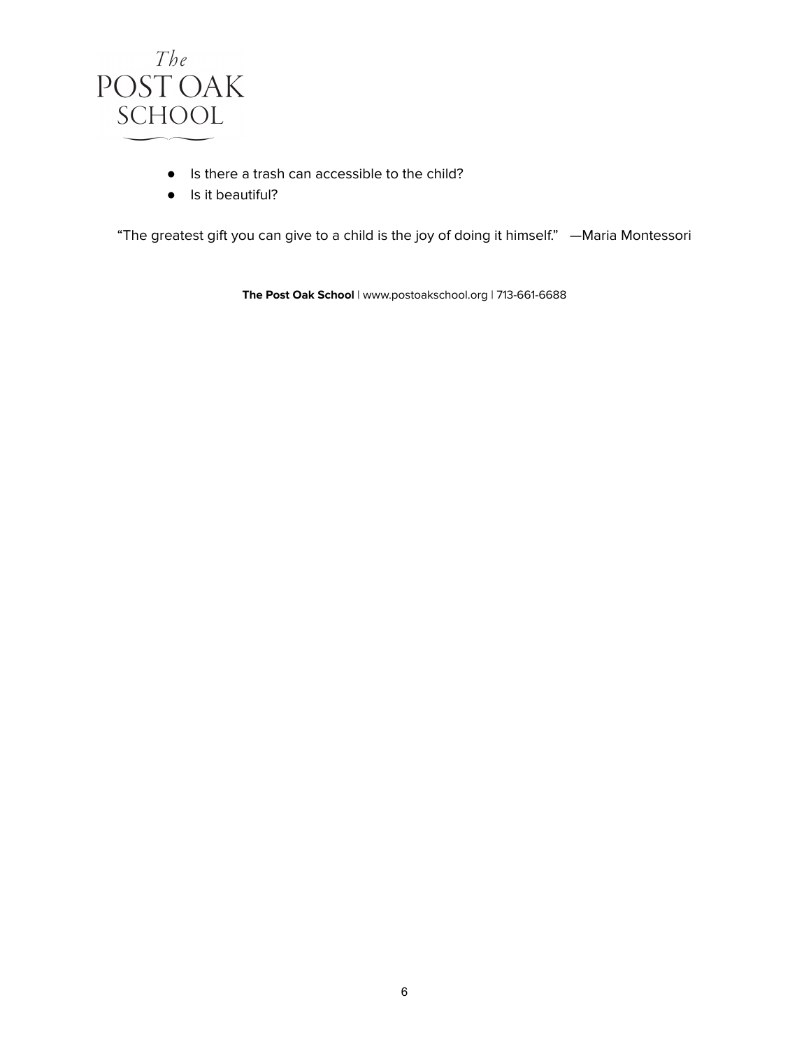- Is there a trash can accessible to the child?
- Is it beautiful?

"The greatest gift you can give to a child is the joy of doing it himself." —Maria Montessori

**The Post Oak School** | www.postoakschool.org | 713-661-6688